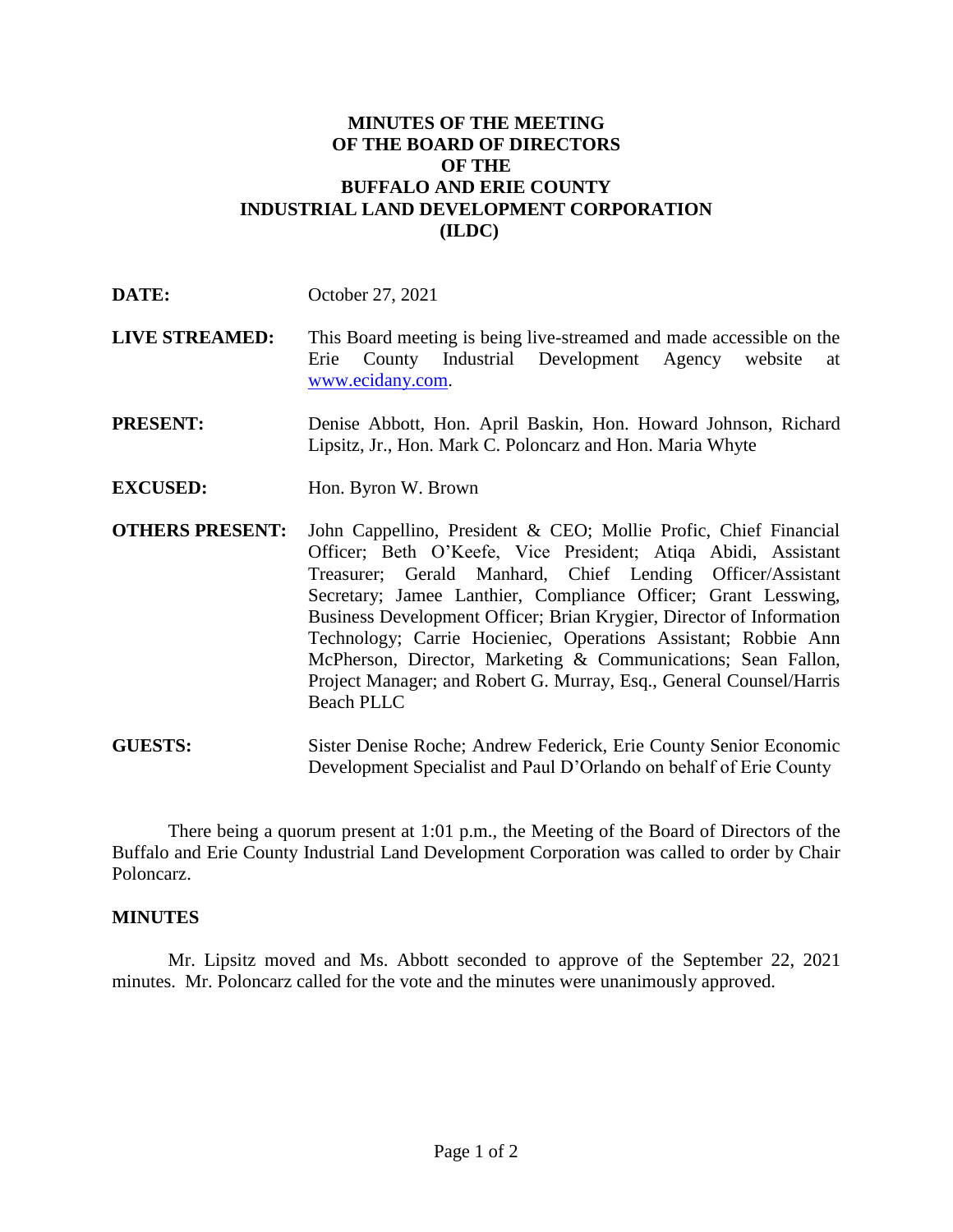# MINUTES OF THE MEETING OF THE BOARD OF DIRECTORS OF THE BUFFALO AND ERIE COUNTY INDUSTRIAL LAND DEVELOPMENT CORPORATION (ILDC)

**DATE:** October 27, 2021

**LIVE STREAMED:** This Board meeting is being live-streamed and made accessible on the Erie County Industrial Development Agency website at www.ecidany.com.

**PRESENT:** Denise Abbott, Hon. April Baskin, Hon. Howard Johnson, Richard Lipsitz, Jr., Hon. Mark C. Poloncarz and Hon. Maria Whyte

**EXCUSED:** Hon. Byron W. Brown

**OTHERS PRESENT:** John Cappellino, President & CEO; Mollie Profic, Chief Financial Officer; Beth O'Keefe, Vice President; Atiqa Abidi, Assistant Treasurer; Gerald Manhard, Chief Lending Officer/Assistant Secretary; Jamee Lanthier, Compliance Officer; Grant Lesswing, Business Development Officer; Brian Krygier, Director of Information Technology; Carrie Hocieniec, Operations Assistant; Robbie Ann McPherson, Director, Marketing & Communications; Sean Fallon, Project Manager; and Robert G. Murray, Esq., General Counsel/Harris Beach PLLC

**GUESTS:** Sister Denise Roche; Andrew Federick, Erie County Senior Economic Development Specialist and Paul D'Orlando on behalf of Erie County

There being a quorum present at 1:01 p.m., the Meeting of the Board of Directors of the Buffalo and Erie County Industrial Land Development Corporation was called to order by Chair Poloncarz.

## MINUTES

Mr. Lipsitz moved and Ms. Abbott seconded to approve of the September 22, 2021 minutes. Mr. Poloncarz called for the vote and the minutes were unanimously approved.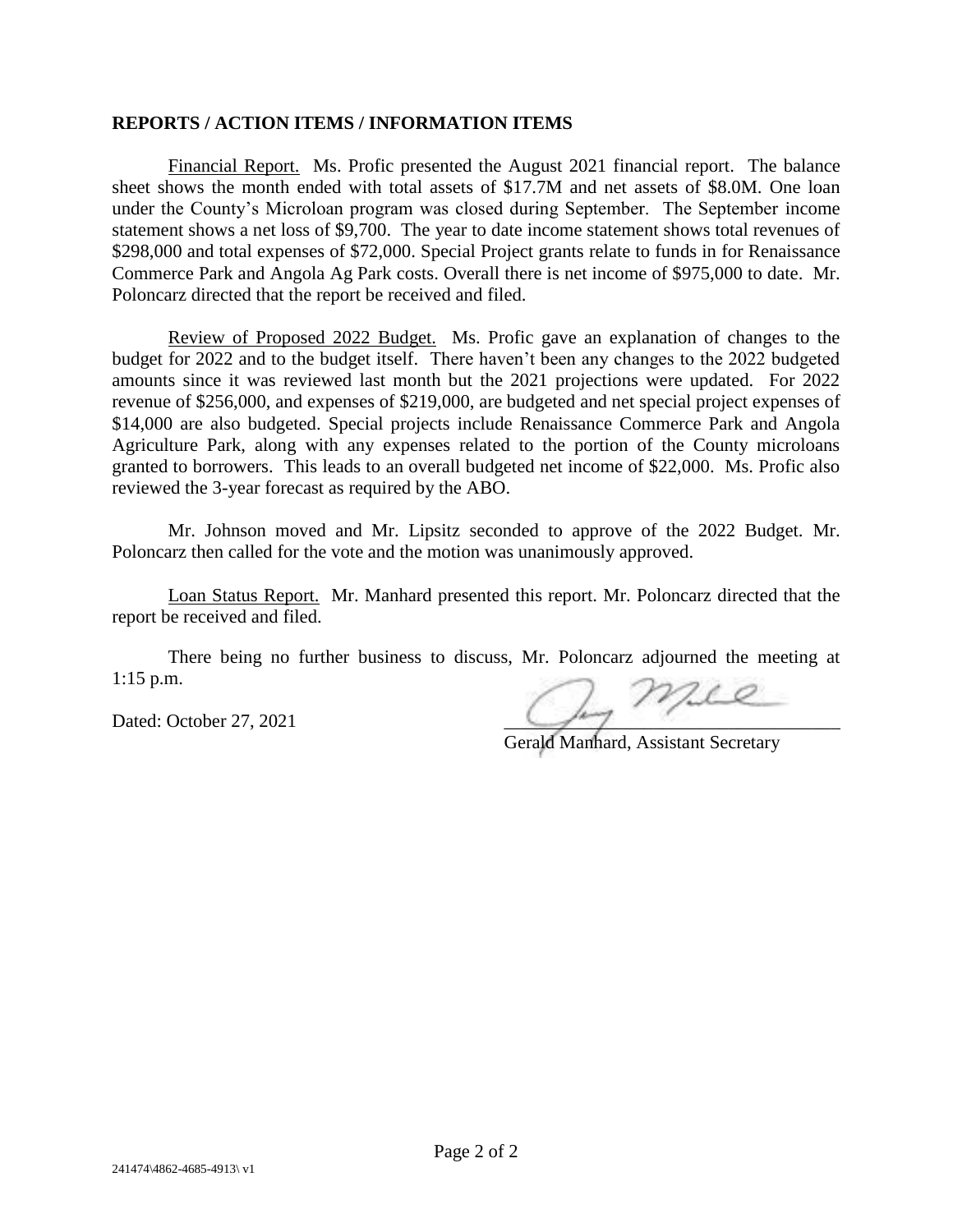## REPORTS / ACTION ITEMS / INFORMATION ITEMS

Financial Report. Ms. Profic presented the August 2021 financial report. The balance sheet shows the month ended with total assets of $17.7M and net assets of $8.0M. One loan under the County's Microloan program was closed during September. The September income statement shows a net loss of $9,700. The year to date income statement shows total revenues of $298,000 and total expenses of $72,000. Special Project grants relate to funds in for Renaissance Commerce Park and Angola Ag Park costs. Overall there is net income of $975,000 to date. Mr. Poloncarz directed that the report be received and filed.

Review of Proposed 2022 Budget. Ms. Profic gave an explanation of changes to the budget for 2022 and to the budget itself. There haven't been any changes to the 2022 budgeted amounts since it was reviewed last month but the 2021 projections were updated. For 2022 revenue of $256,000, and expenses of $219,000, are budgeted and net special project expenses of $14,000 are also budgeted. Special projects include Renaissance Commerce Park and Angola Agriculture Park, along with any expenses related to the portion of the County microloans granted to borrowers. This leads to an overall budgeted net income of $22,000. Ms. Profic also reviewed the 3-year forecast as required by the ABO.

Mr. Johnson moved and Mr. Lipsitz seconded to approve of the 2022 Budget. Mr. Poloncarz then called for the vote and the motion was unanimously approved.

Loan Status Report. Mr. Manhard presented this report. Mr. Poloncarz directed that the report be received and filed.

There being no further business to discuss, Mr. Poloncarz adjourned the meeting at 1:15 p.m.

Dated: October 27, 2021

\_\_\_\_\_\_\_\_\_\_\_\_\_\_\_\_\_\_\_\_\_\_\_\_\_\_\_\_\_\_\_\_\_\_\_\_

Gerald Manhard, Assistant Secretary

241474\4862-4685-4913\ v1